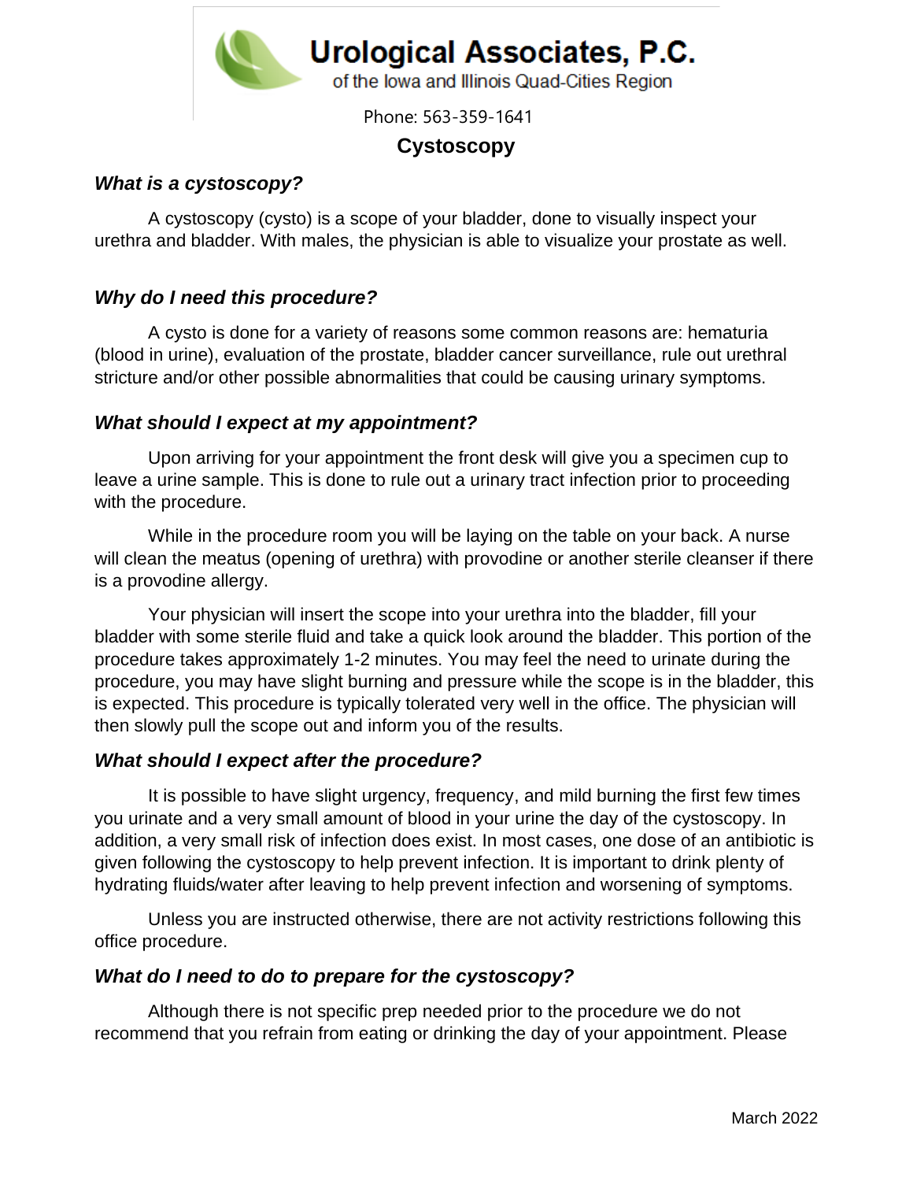# Urological Associates, P.C.

of the Iowa and Illinois Quad-Cities Region

Phone: 563-359-1641

## Cystoscopy

### *What is a cystoscopy?*

A cystoscopy (cysto) is a scope of your bladder, done to visually inspect your urethra and bladder. With males, the physician is able to visualize your prostate as well.

### *Why do I need this procedure?*

A cysto is done for a variety of reasons some common reasons are: hematuria (blood in urine), evaluation of the prostate, bladder cancer surveillance, rule out urethral stricture and/or other possible abnormalities that could be causing urinary symptoms.

### *What should I expect at my appointment?*

Upon arriving for your appointment the front desk will give you a specimen cup to leave a urine sample. This is done to rule out a urinary tract infection prior to proceeding with the procedure.

While in the procedure room you will be laying on the table on your back. A nurse will clean the meatus (opening of urethra) with provodine or another sterile cleanser if there is a provodine allergy.

Your physician will insert the scope into your urethra into the bladder, fill your bladder with some sterile fluid and take a quick look around the bladder. This portion of the procedure takes approximately 1-2 minutes. You may feel the need to urinate during the procedure, you may have slight burning and pressure while the scope is in the bladder, this is expected. This procedure is typically tolerated very well in the office. The physician will then slowly pull the scope out and inform you of the results.

### *What should I expect after the procedure?*

It is possible to have slight urgency, frequency, and mild burning the first few times you urinate and a very small amount of blood in your urine the day of the cystoscopy. In addition, a very small risk of infection does exist. In most cases, one dose of an antibiotic is given following the cystoscopy to help prevent infection. It is important to drink plenty of hydrating fluids/water after leaving to help prevent infection and worsening of symptoms.

Unless you are instructed otherwise, there are not activity restrictions following this office procedure.

### *What do I need to do to prepare for the cystoscopy?*

Although there is not specific prep needed prior to the procedure we do not recommend that you refrain from eating or drinking the day of your appointment. Please

March 2022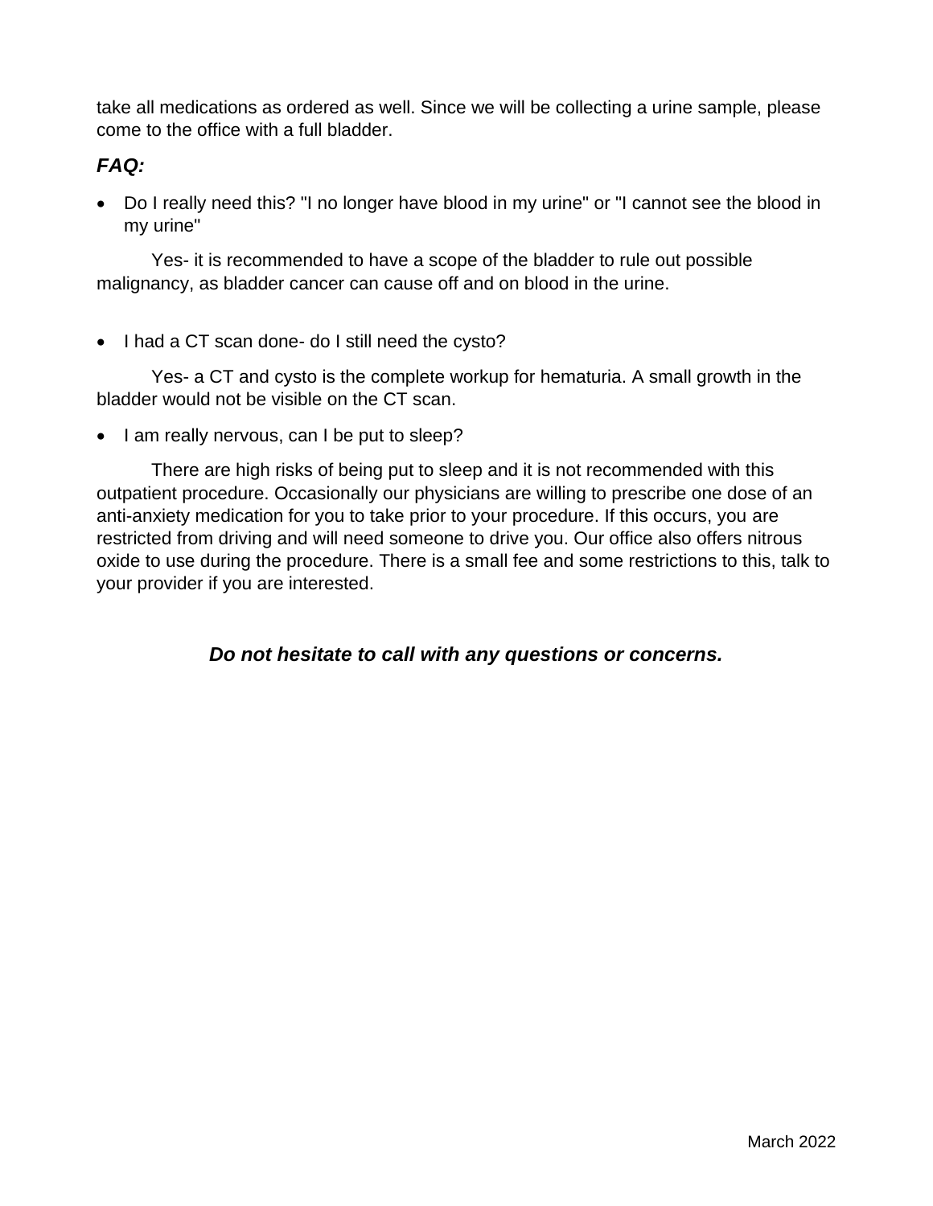take all medications as ordered as well. Since we will be collecting a urine sample, please come to the office with a full bladder.

***FAQ:***

- Do I really need this? "I no longer have blood in my urine" or "I cannot see the blood in my urine"

Yes- it is recommended to have a scope of the bladder to rule out possible malignancy, as bladder cancer can cause off and on blood in the urine.

- I had a CT scan done- do I still need the cysto?

Yes- a CT and cysto is the complete workup for hematuria. A small growth in the bladder would not be visible on the CT scan.

- I am really nervous, can I be put to sleep?

There are high risks of being put to sleep and it is not recommended with this outpatient procedure. Occasionally our physicians are willing to prescribe one dose of an anti-anxiety medication for you to take prior to your procedure. If this occurs, you are restricted from driving and will need someone to drive you. Our office also offers nitrous oxide to use during the procedure. There is a small fee and some restrictions to this, talk to your provider if you are interested.

***Do not hesitate to call with any questions or concerns.***

March 2022